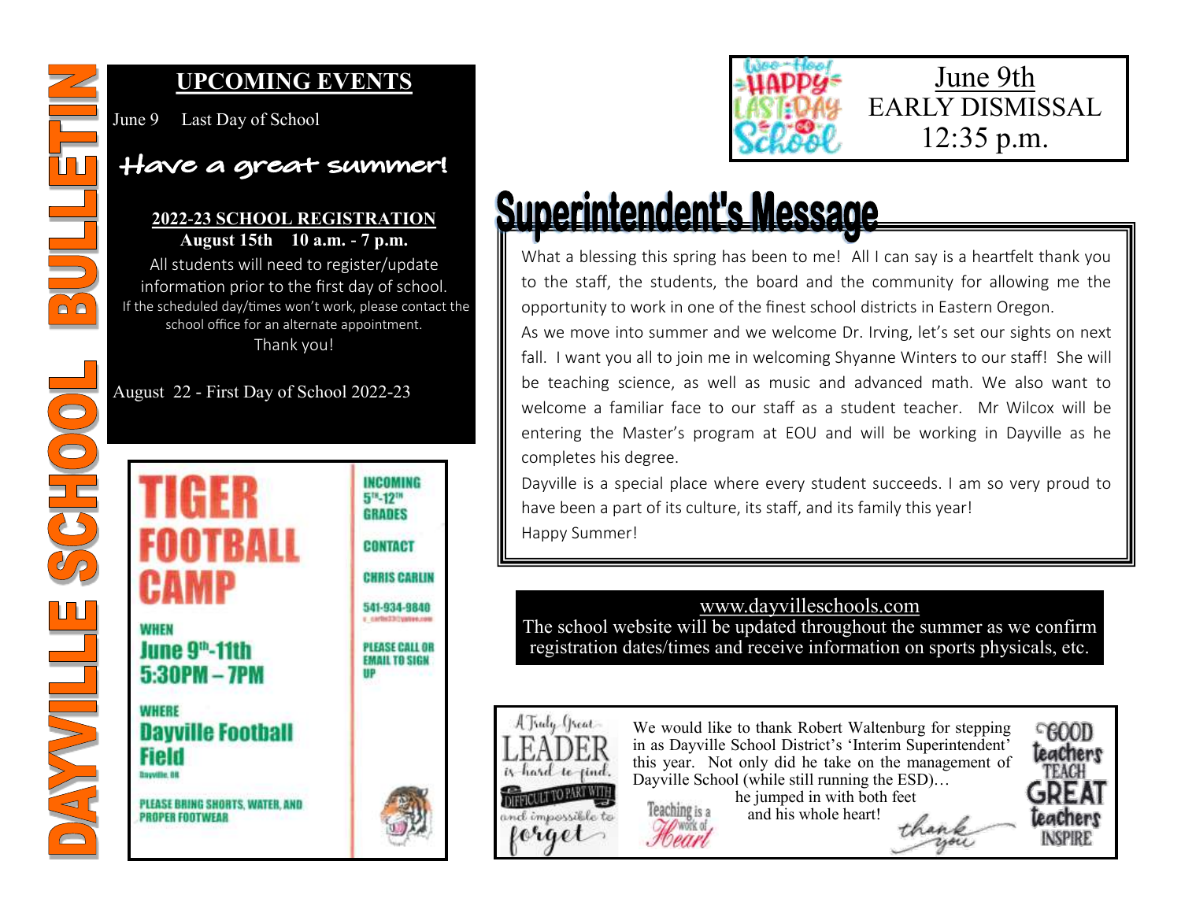# DAYVILLE SCHOOL BULLETIN

## UPCOMING EVENTS

June 9 Last Day of School

**Have a great summer!**

**2022-23 SCHOOL REGISTRATION**
**August 15th 10 a.m. - 7 p.m.**

All students will need to register/update information prior to the first day of school.
If the scheduled day/times won't work, please contact the school office for an alternate appointment.
Thank you!

August 22 - First Day of School 2022-23

## TIGER FOOTBALL CAMP

**INCOMING 5TH-12TH GRADES**

**WHEN**
June 9th-11th
5:30PM – 7PM

**WHERE**
Dayville Football Field
Dayville, OR

PLEASE BRING SHORTS, WATER, AND PROPER FOOTWEAR

**CONTACT**
CHRIS CARLIN
541-934-9840

PLEASE CALL OR EMAIL TO SIGN UP

Wee-Hoo! HAPPY LAST DAY of School

**June 9th**
**EARLY DISMISSAL**
**12:35 p.m.**

## Superintendent's Message

What a blessing this spring has been to me! All I can say is a heartfelt thank you to the staff, the students, the board and the community for allowing me the opportunity to work in one of the finest school districts in Eastern Oregon.

As we move into summer and we welcome Dr. Irving, let's set our sights on next fall. I want you all to join me in welcoming Shyanne Winters to our staff! She will be teaching science, as well as music and advanced math. We also want to welcome a familiar face to our staff as a student teacher. Mr Wilcox will be entering the Master's program at EOU and will be working in Dayville as he completes his degree.

Dayville is a special place where every student succeeds. I am so very proud to have been a part of its culture, its staff, and its family this year!

Happy Summer!

www.dayvilleschools.com
The school website will be updated throughout the summer as we confirm registration dates/times and receive information on sports physicals, etc.

A Truly Great LEADER is hard to find, DIFFICULT TO PART WITH and impossible to forget

We would like to thank Robert Waltenburg for stepping in as Dayville School District's 'Interim Superintendent' this year. Not only did he take on the management of Dayville School (while still running the ESD)… he jumped in with both feet and his whole heart!

Teaching is a work of Heart

thank you

GOOD teachers TEACH GREAT teachers INSPIRE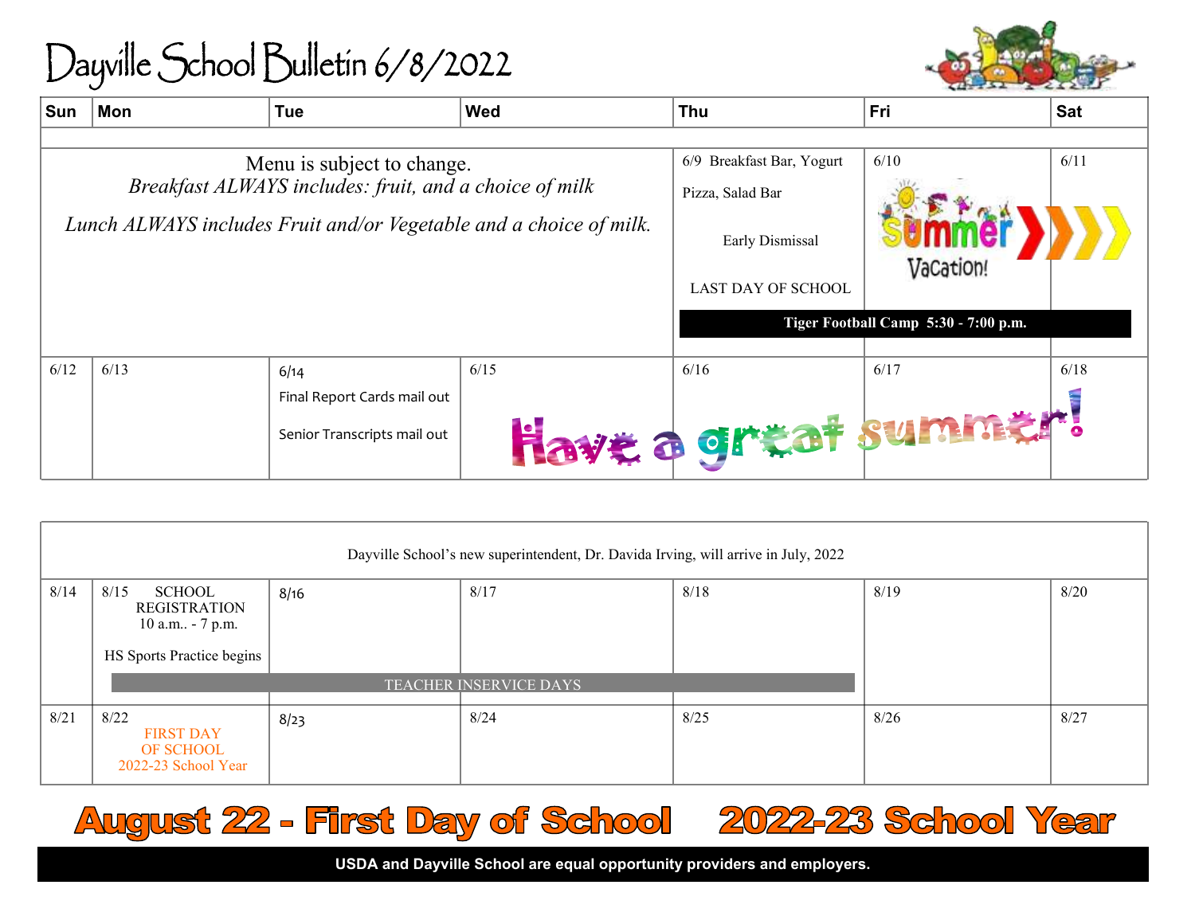# Dayville School Bulletin 6/8/2022

| Sun | Mon | Tue | Wed | Thu | Fri | Sat |
|---|---|---|---|---|---|---|
| Menu is subject to change. *Breakfast ALWAYS includes: fruit, and a choice of milk* *Lunch ALWAYS includes Fruit and/or Vegetable and a choice of milk.* | | | | 6/9 Breakfast Bar, Yogurt<br>Pizza, Salad Bar<br>Early Dismissal<br>LAST DAY OF SCHOOL<br>**Tiger Football Camp 5:30 - 7:00 p.m.** | 6/10<br>Summer Vacation! | 6/11 |
| 6/12 | 6/13 | 6/14<br>Final Report Cards mail out<br>Senior Transcripts mail out | 6/15<br>Have a great summer! | 6/16 | 6/17 | 6/18 |

Dayville School's new superintendent, Dr. Davida Irving, will arrive in July, 2022

| Sun | Mon | Tue | Wed | Thu | Fri | Sat |
|---|---|---|---|---|---|---|
| 8/14 | 8/15 SCHOOL REGISTRATION 10 a.m.. - 7 p.m.<br>HS Sports Practice begins<br>TEACHER INSERVICE DAYS | 8/16<br>TEACHER INSERVICE DAYS | 8/17<br>TEACHER INSERVICE DAYS | 8/18<br>TEACHER INSERVICE DAYS | 8/19 | 8/20 |
| 8/21 | 8/22<br>FIRST DAY OF SCHOOL<br>2022-23 School Year | 8/23 | 8/24 | 8/25 | 8/26 | 8/27 |

**August 22 - First Day of School 2022-23 School Year**

**USDA and Dayville School are equal opportunity providers and employers.**